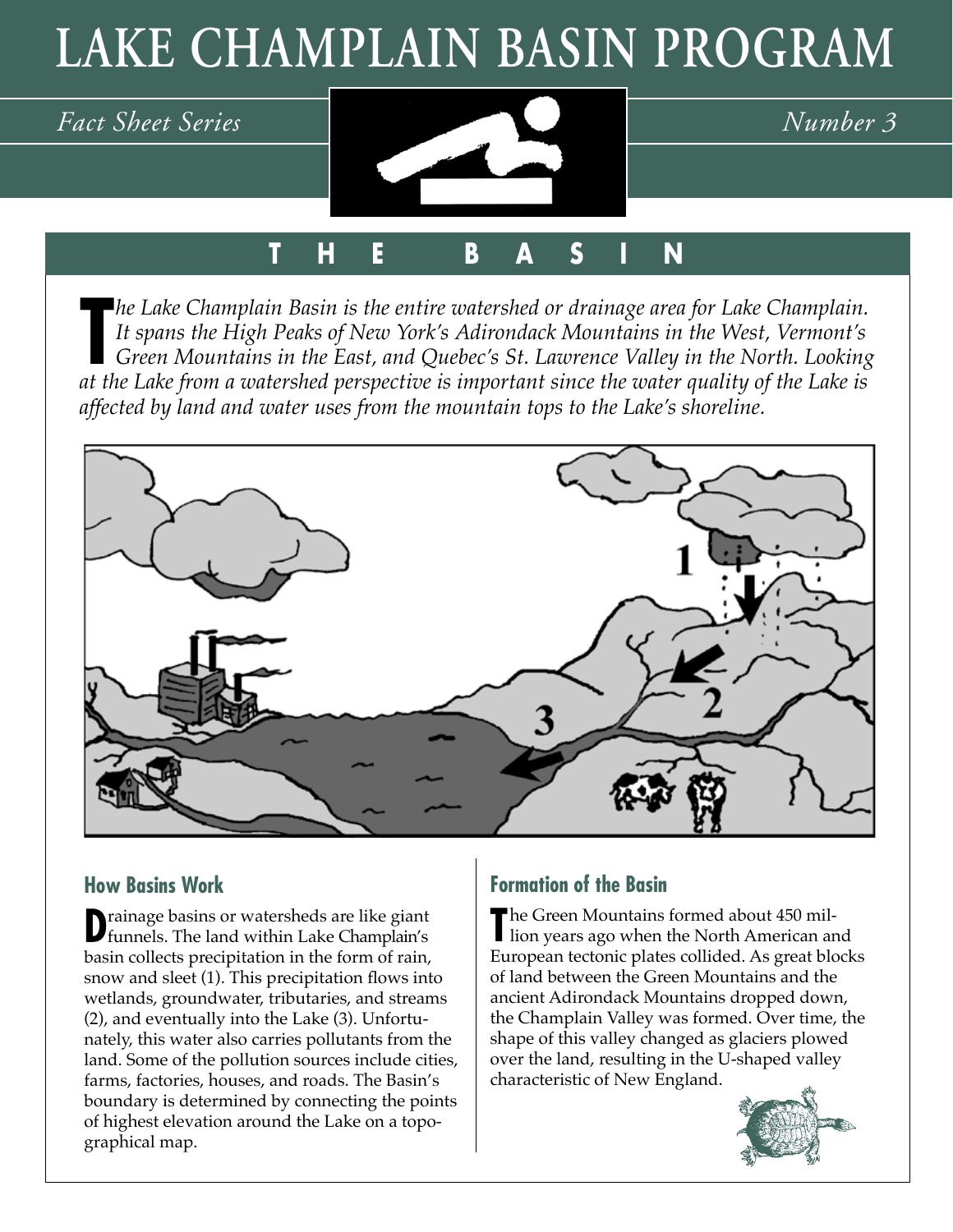# LAKE CHAMPLAIN BASIN PROGRAM

*Fact Sheet Series* *Number 3*

## THE BASIN

*The Lake Champlain Basin is the entire watershed or drainage area for Lake Champlain. It spans the High Peaks of New York's Adirondack Mountains in the West, Vermont's Green Mountains in the East, and Quebec's St. Lawrence Valley in the North. Looking at the Lake from a watershed perspective is important since the water quality of the Lake is affected by land and water uses from the mountain tops to the Lake's shoreline.*

### How Basins Work

Drainage basins or watersheds are like giant funnels. The land within Lake Champlain's basin collects precipitation in the form of rain, snow and sleet (1). This precipitation flows into wetlands, groundwater, tributaries, and streams (2), and eventually into the Lake (3). Unfortunately, this water also carries pollutants from the land. Some of the pollution sources include cities, farms, factories, houses, and roads. The Basin's boundary is determined by connecting the points of highest elevation around the Lake on a topographical map.

### Formation of the Basin

The Green Mountains formed about 450 million years ago when the North American and European tectonic plates collided. As great blocks of land between the Green Mountains and the ancient Adirondack Mountains dropped down, the Champlain Valley was formed. Over time, the shape of this valley changed as glaciers plowed over the land, resulting in the U-shaped valley characteristic of New England.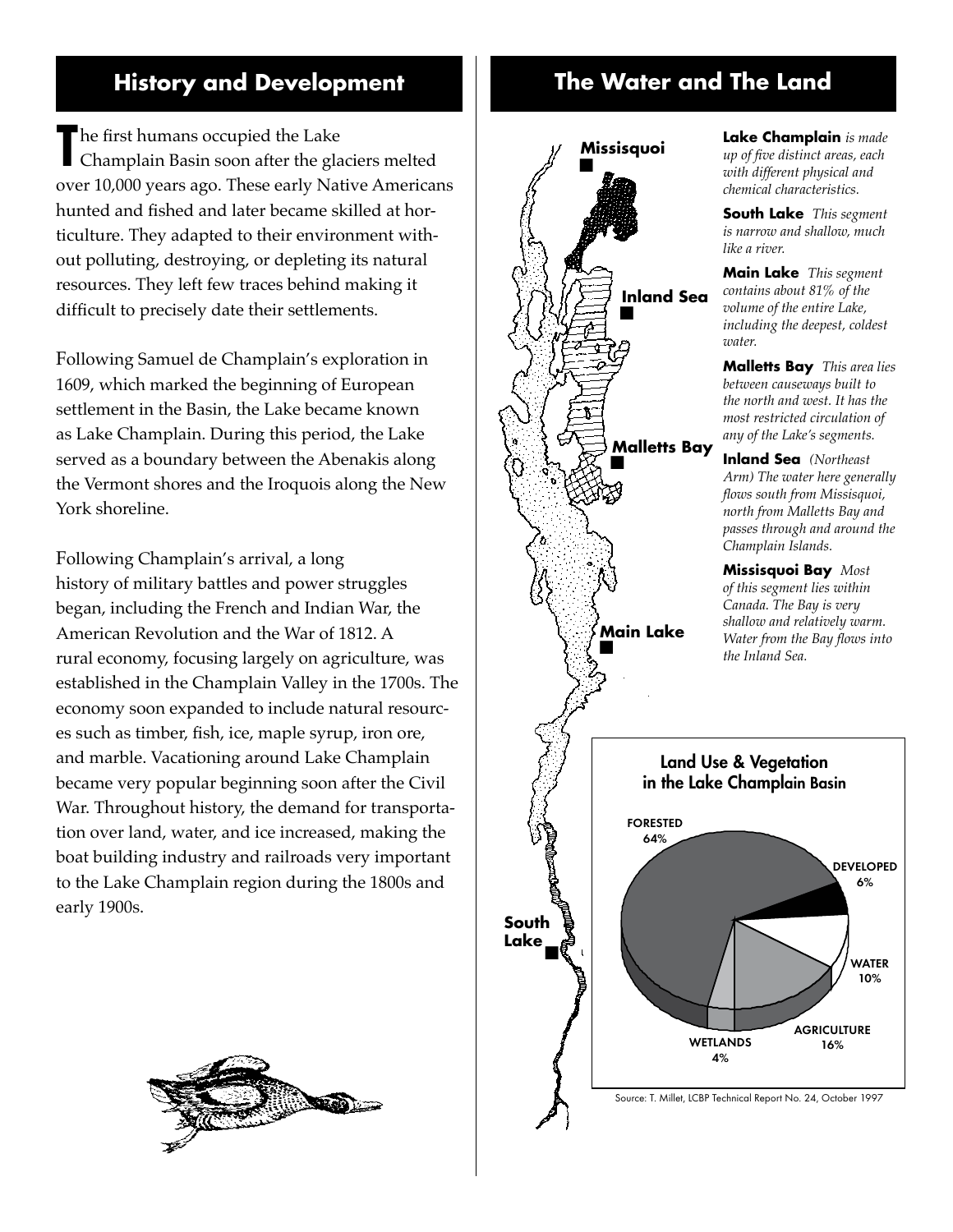## History and Development

The first humans occupied the Lake Champlain Basin soon after the glaciers melted over 10,000 years ago. These early Native Americans hunted and fished and later became skilled at horticulture. They adapted to their environment without polluting, destroying, or depleting its natural resources. They left few traces behind making it difficult to precisely date their settlements.

Following Samuel de Champlain's exploration in 1609, which marked the beginning of European settlement in the Basin, the Lake became known as Lake Champlain. During this period, the Lake served as a boundary between the Abenakis along the Vermont shores and the Iroquois along the New York shoreline.

Following Champlain's arrival, a long history of military battles and power struggles began, including the French and Indian War, the American Revolution and the War of 1812. A rural economy, focusing largely on agriculture, was established in the Champlain Valley in the 1700s. The economy soon expanded to include natural resources such as timber, fish, ice, maple syrup, iron ore, and marble. Vacationing around Lake Champlain became very popular beginning soon after the Civil War. Throughout history, the demand for transportation over land, water, and ice increased, making the boat building industry and railroads very important to the Lake Champlain region during the 1800s and early 1900s.

## The Water and The Land

Missisquoi

Inland Sea

Malletts Bay

Main Lake

South Lake

**Lake Champlain** *is made up of five distinct areas, each with different physical and chemical characteristics.*

**South Lake** *This segment is narrow and shallow, much like a river.*

**Main Lake** *This segment contains about 81% of the volume of the entire Lake, including the deepest, coldest water.*

**Malletts Bay** *This area lies between causeways built to the north and west. It has the most restricted circulation of any of the Lake's segments.*

**Inland Sea** *(Northeast Arm) The water here generally flows south from Missisquoi, north from Malletts Bay and passes through and around the Champlain Islands.*

**Missisquoi Bay** *Most of this segment lies within Canada. The Bay is very shallow and relatively warm. Water from the Bay flows into the Inland Sea.*

**Land Use & Vegetation in the Lake Champlain Basin**

| Category | Percent |
|---|---|
| Forested | 64% |
| Developed | 6% |
| Water | 10% |
| Agriculture | 16% |
| Wetlands | 4% |

Source: T. Millet, LCBP Technical Report No. 24, October 1997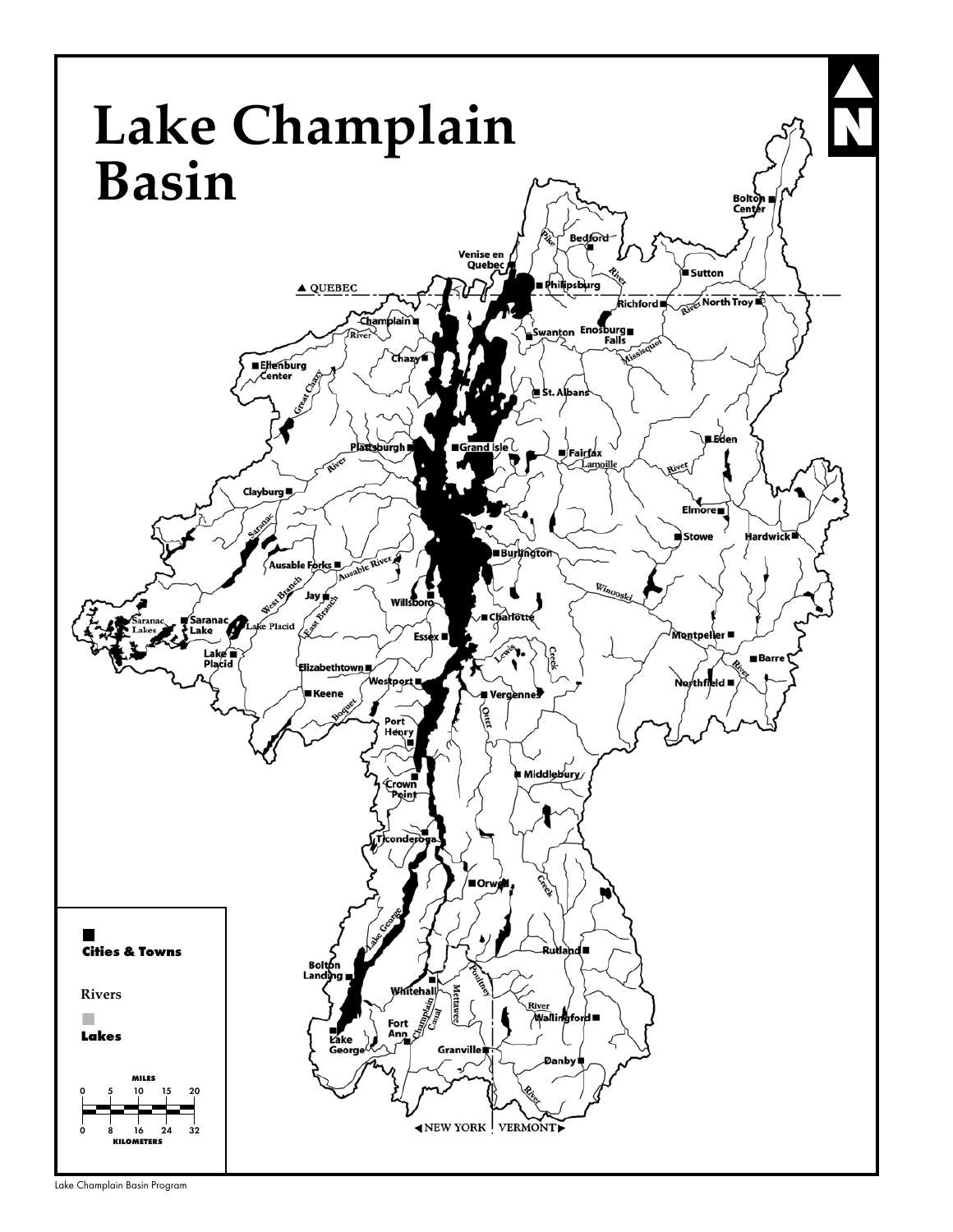# Lake Champlain Basin

Lake Champlain Basin Program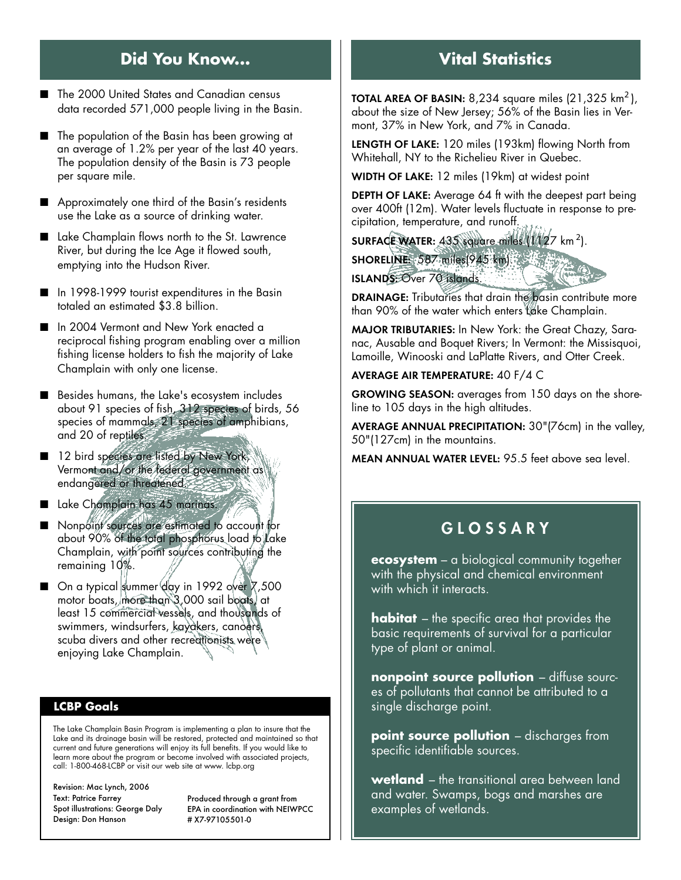## Did You Know...

- The 2000 United States and Canadian census data recorded 571,000 people living in the Basin.
- The population of the Basin has been growing at an average of 1.2% per year of the last 40 years. The population density of the Basin is 73 people per square mile.
- Approximately one third of the Basin's residents use the Lake as a source of drinking water.
- Lake Champlain flows north to the St. Lawrence River, but during the Ice Age it flowed south, emptying into the Hudson River.
- In 1998-1999 tourist expenditures in the Basin totaled an estimated $3.8 billion.
- In 2004 Vermont and New York enacted a reciprocal fishing program enabling over a million fishing license holders to fish the majority of Lake Champlain with only one license.
- Besides humans, the Lake's ecosystem includes about 91 species of fish, 312 species of birds, 56 species of mammals, 21 species of amphibians, and 20 of reptiles.
- 12 bird species are listed by New York, Vermont and/or the federal government as endangered or threatened.
- Lake Champlain has 45 marinas.
- Nonpoint sources are estimated to account for about 90% of the total phosphorus load to Lake Champlain, with point sources contributing the remaining 10%.
- On a typical summer day in 1992 over 7,500 motor boats, more than 3,000 sail boats, at least 15 commercial vessels, and thousands of swimmers, windsurfers, kayakers, canoers, scuba divers and other recreationists were enjoying Lake Champlain.

### LCBP Goals

The Lake Champlain Basin Program is implementing a plan to insure that the Lake and its drainage basin will be restored, protected and maintained so that current and future generations will enjoy its full benefits. If you would like to learn more about the program or become involved with associated projects, call: 1-800-468-LCBP or visit our web site at www. lcbp.org

Revision: Mac Lynch, 2006
Text: Patrice Farrey
Spot illustrations: George Daly
Design: Don Hanson

Produced through a grant from EPA in coordination with NEIWPCC # X7-97105501-0

## Vital Statistics

**TOTAL AREA OF BASIN:** 8,234 square miles (21,325 km$^2$), about the size of New Jersey; 56% of the Basin lies in Vermont, 37% in New York, and 7% in Canada.

**LENGTH OF LAKE:** 120 miles (193km) flowing North from Whitehall, NY to the Richelieu River in Quebec.

**WIDTH OF LAKE:** 12 miles (19km) at widest point

**DEPTH OF LAKE:** Average 64 ft with the deepest part being over 400ft (12m). Water levels fluctuate in response to precipitation, temperature, and runoff.

**SURFACE WATER:** 435 square miles (1127 km$^2$).

**SHORELINE:** 587 miles(945 km)

**ISLANDS:** Over 70 islands.

**DRAINAGE:** Tributaries that drain the basin contribute more than 90% of the water which enters Lake Champlain.

**MAJOR TRIBUTARIES:** In New York: the Great Chazy, Saranac, Ausable and Boquet Rivers; In Vermont: the Missisquoi, Lamoille, Winooski and LaPlatte Rivers, and Otter Creek.

**AVERAGE AIR TEMPERATURE:** 40 F/4 C

**GROWING SEASON:** averages from 150 days on the shoreline to 105 days in the high altitudes.

**AVERAGE ANNUAL PRECIPITATION:** 30"(76cm) in the valley, 50"(127cm) in the mountains.

**MEAN ANNUAL WATER LEVEL:** 95.5 feet above sea level.

## GLOSSARY

**ecosystem** – a biological community together with the physical and chemical environment with which it interacts.

**habitat** – the specific area that provides the basic requirements of survival for a particular type of plant or animal.

**nonpoint source pollution** – diffuse sources of pollutants that cannot be attributed to a single discharge point.

**point source pollution** – discharges from specific identifiable sources.

**wetland** – the transitional area between land and water. Swamps, bogs and marshes are examples of wetlands.